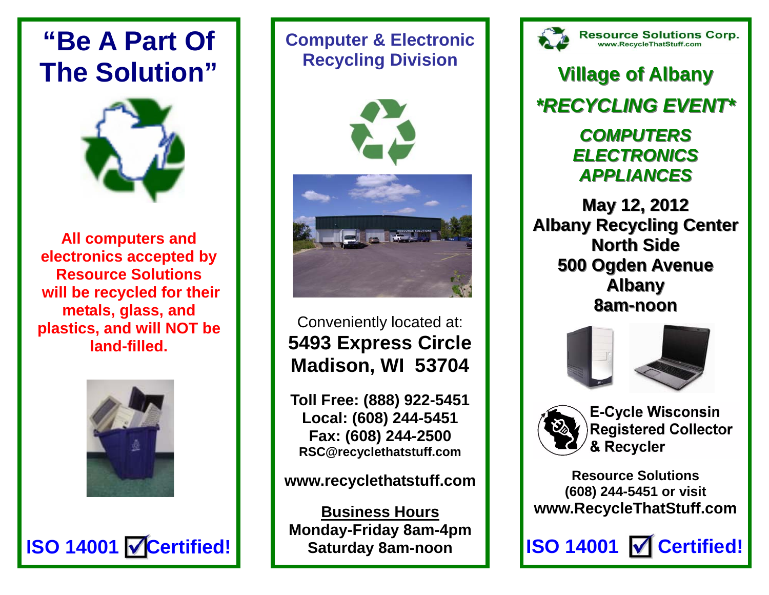# "Be A Part Of The Solution"

**All computers and electronics accepted by Resource Solutions will be recycled for their metals, glass, and plastics, and will NOT be land-filled.**

**ISO 14001 ☑ Certified!**

## Computer & Electronic Recycling Division

Conveniently located at:

**5493 Express Circle**
**Madison, WI 53704**

**Toll Free: (888) 922-5451**
**Local: (608) 244-5451**
**Fax: (608) 244-2500**
**RSC@recyclethatstuff.com**

**www.recyclethatstuff.com**

**Business Hours**
**Monday-Friday 8am-4pm**
**Saturday 8am-noon**

**Resource Solutions Corp.**
**www.RecycleThatStuff.com**

## Village of Albany

## *RECYCLING EVENT*

***COMPUTERS***
***ELECTRONICS***
***APPLIANCES***

**May 12, 2012**
**Albany Recycling Center**
**North Side**
**500 Ogden Avenue**
**Albany**
**8am-noon**

**E-Cycle Wisconsin Registered Collector & Recycler**

**Resource Solutions**
**(608) 244-5451 or visit**
**www.RecycleThatStuff.com**

**ISO 14001 ☑ Certified!**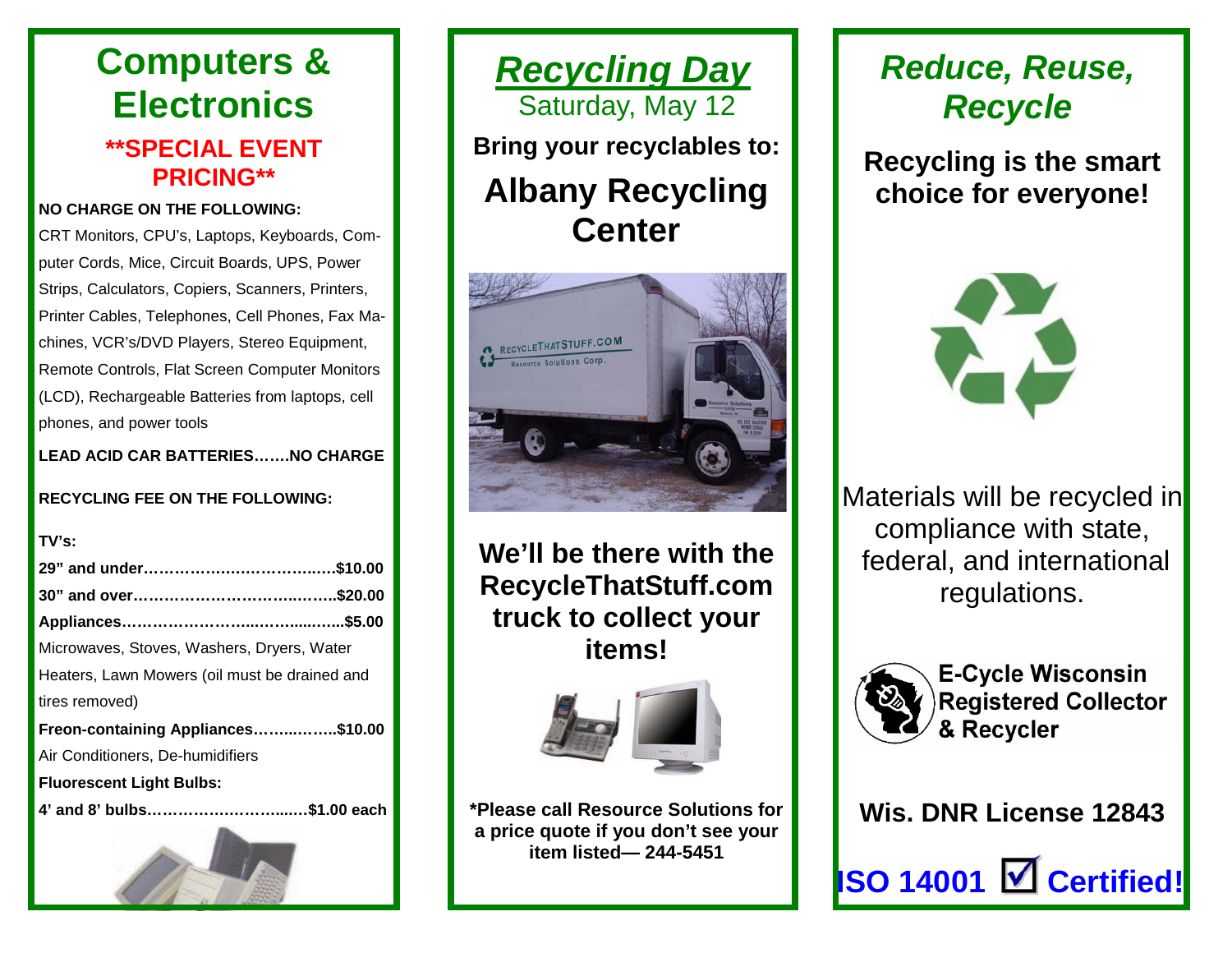# Computers & Electronics

## **SPECIAL EVENT PRICING**

**NO CHARGE ON THE FOLLOWING:**

CRT Monitors, CPU's, Laptops, Keyboards, Computer Cords, Mice, Circuit Boards, UPS, Power Strips, Calculators, Copiers, Scanners, Printers, Printer Cables, Telephones, Cell Phones, Fax Machines, VCR's/DVD Players, Stereo Equipment, Remote Controls, Flat Screen Computer Monitors (LCD), Rechargeable Batteries from laptops, cell phones, and power tools

**LEAD ACID CAR BATTERIES…….NO CHARGE**

**RECYCLING FEE ON THE FOLLOWING:**

**TV's:**

**29" and under……………….……………..…..$10.00**

**30" and over……………………………..……..$20.00**

**Appliances………………………..……..……....$5.00**

Microwaves, Stoves, Washers, Dryers, Water Heaters, Lawn Mowers (oil must be drained and tires removed)

**Freon-containing Appliances……..……….$10.00**

Air Conditioners, De-humidifiers

**Fluorescent Light Bulbs:**

**4' and 8' bulbs………………………..…..$1.00 each**

# *Recycling Day*

Saturday, May 12

**Bring your recyclables to:**

## Albany Recycling Center

## We'll be there with the RecycleThatStuff.com truck to collect your items!

**\*Please call Resource Solutions for a price quote if you don't see your item listed— 244-5451**

# *Reduce, Reuse, Recycle*

## Recycling is the smart choice for everyone!

Materials will be recycled in compliance with state, federal, and international regulations.

**E-Cycle Wisconsin Registered Collector & Recycler**

**Wis. DNR License 12843**

**ISO 14001 ☑ Certified!**